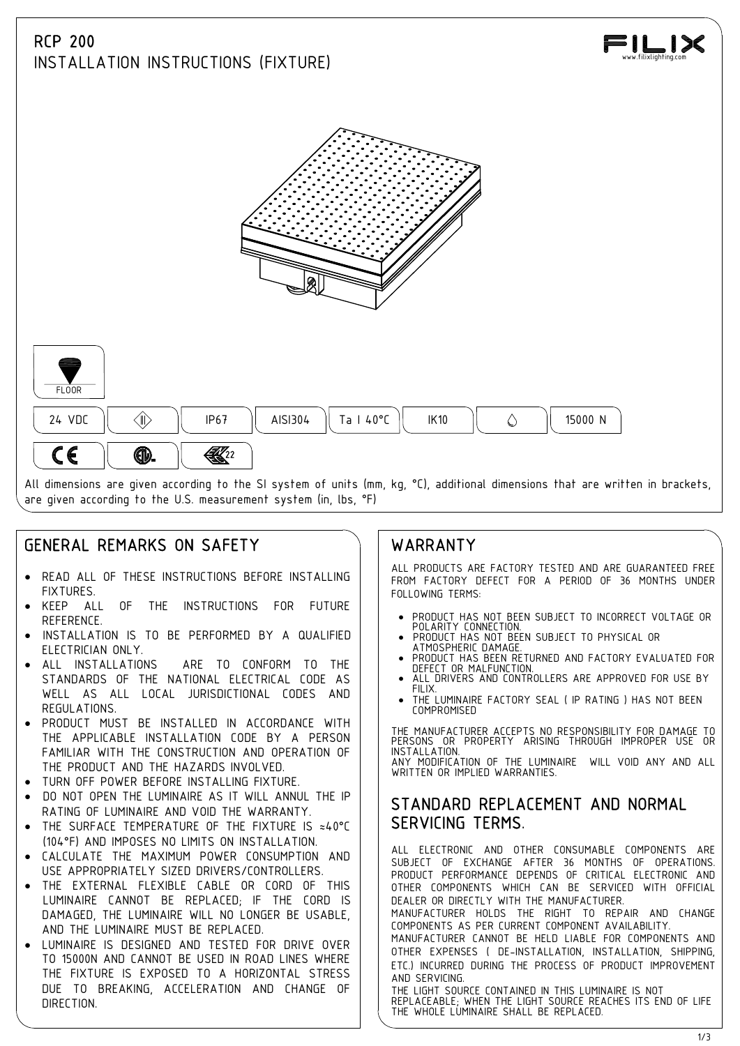# RCP 200

## INSTALLATION INSTRUCTIONS (FIXTURE)

FILIX
www.filixlighting.com

FLOOR

| 24 VDC | III | IP67 | AISI304 | Ta I 40°C | IK10 | | 15000 N |
|---|---|---|---|---|---|---|---|

CE | ETL | 22

All dimensions are given according to the SI system of units (mm, kg, °C), additional dimensions that are written in brackets, are given according to the U.S. measurement system (in, lbs, °F)

## GENERAL REMARKS ON SAFETY

- READ ALL OF THESE INSTRUCTIONS BEFORE INSTALLING FIXTURES.
- KEEP ALL OF THE INSTRUCTIONS FOR FUTURE REFERENCE.
- INSTALLATION IS TO BE PERFORMED BY A QUALIFIED ELECTRICIAN ONLY.
- ALL INSTALLATIONS ARE TO CONFORM TO THE STANDARDS OF THE NATIONAL ELECTRICAL CODE AS WELL AS ALL LOCAL JURISDICTIONAL CODES AND REGULATIONS.
- PRODUCT MUST BE INSTALLED IN ACCORDANCE WITH THE APPLICABLE INSTALLATION CODE BY A PERSON FAMILIAR WITH THE CONSTRUCTION AND OPERATION OF THE PRODUCT AND THE HAZARDS INVOLVED.
- TURN OFF POWER BEFORE INSTALLING FIXTURE.
- DO NOT OPEN THE LUMINAIRE AS IT WILL ANNUL THE IP RATING OF LUMINAIRE AND VOID THE WARRANTY.
- THE SURFACE TEMPERATURE OF THE FIXTURE IS ≈40°C (104°F) AND IMPOSES NO LIMITS ON INSTALLATION.
- CALCULATE THE MAXIMUM POWER CONSUMPTION AND USE APPROPRIATELY SIZED DRIVERS/CONTROLLERS.
- THE EXTERNAL FLEXIBLE CABLE OR CORD OF THIS LUMINAIRE CANNOT BE REPLACED; IF THE CORD IS DAMAGED, THE LUMINAIRE WILL NO LONGER BE USABLE, AND THE LUMINAIRE MUST BE REPLACED.
- LUMINAIRE IS DESIGNED AND TESTED FOR DRIVE OVER TO 15000N AND CANNOT BE USED IN ROAD LINES WHERE THE FIXTURE IS EXPOSED TO A HORIZONTAL STRESS DUE TO BREAKING, ACCELERATION AND CHANGE OF DIRECTION.

## WARRANTY

ALL PRODUCTS ARE FACTORY TESTED AND ARE GUARANTEED FREE FROM FACTORY DEFECT FOR A PERIOD OF 36 MONTHS UNDER FOLLOWING TERMS:

- PRODUCT HAS NOT BEEN SUBJECT TO INCORRECT VOLTAGE OR POLARITY CONNECTION.
- PRODUCT HAS NOT BEEN SUBJECT TO PHYSICAL OR ATMOSPHERIC DAMAGE.
- PRODUCT HAS BEEN RETURNED AND FACTORY EVALUATED FOR DEFECT OR MALFUNCTION.
- ALL DRIVERS AND CONTROLLERS ARE APPROVED FOR USE BY FILIX.
- THE LUMINAIRE FACTORY SEAL ( IP RATING ) HAS NOT BEEN COMPROMISED

THE MANUFACTURER ACCEPTS NO RESPONSIBILITY FOR DAMAGE TO PERSONS OR PROPERTY ARISING THROUGH IMPROPER USE OR INSTALLATION.
ANY MODIFICATION OF THE LUMINAIRE WILL VOID ANY AND ALL WRITTEN OR IMPLIED WARRANTIES.

## STANDARD REPLACEMENT AND NORMAL SERVICING TERMS.

ALL ELECTRONIC AND OTHER CONSUMABLE COMPONENTS ARE SUBJECT OF EXCHANGE AFTER 36 MONTHS OF OPERATIONS. PRODUCT PERFORMANCE DEPENDS OF CRITICAL ELECTRONIC AND OTHER COMPONENTS WHICH CAN BE SERVICED WITH OFFICIAL DEALER OR DIRECTLY WITH THE MANUFACTURER.
MANUFACTURER HOLDS THE RIGHT TO REPAIR AND CHANGE COMPONENTS AS PER CURRENT COMPONENT AVAILABILITY.
MANUFACTURER CANNOT BE HELD LIABLE FOR COMPONENTS AND OTHER EXPENSES ( DE-INSTALLATION, INSTALLATION, SHIPPING, ETC.) INCURRED DURING THE PROCESS OF PRODUCT IMPROVEMENT AND SERVICING.
THE LIGHT SOURCE CONTAINED IN THIS LUMINAIRE IS NOT REPLACEABLE; WHEN THE LIGHT SOURCE REACHES ITS END OF LIFE THE WHOLE LUMINAIRE SHALL BE REPLACED.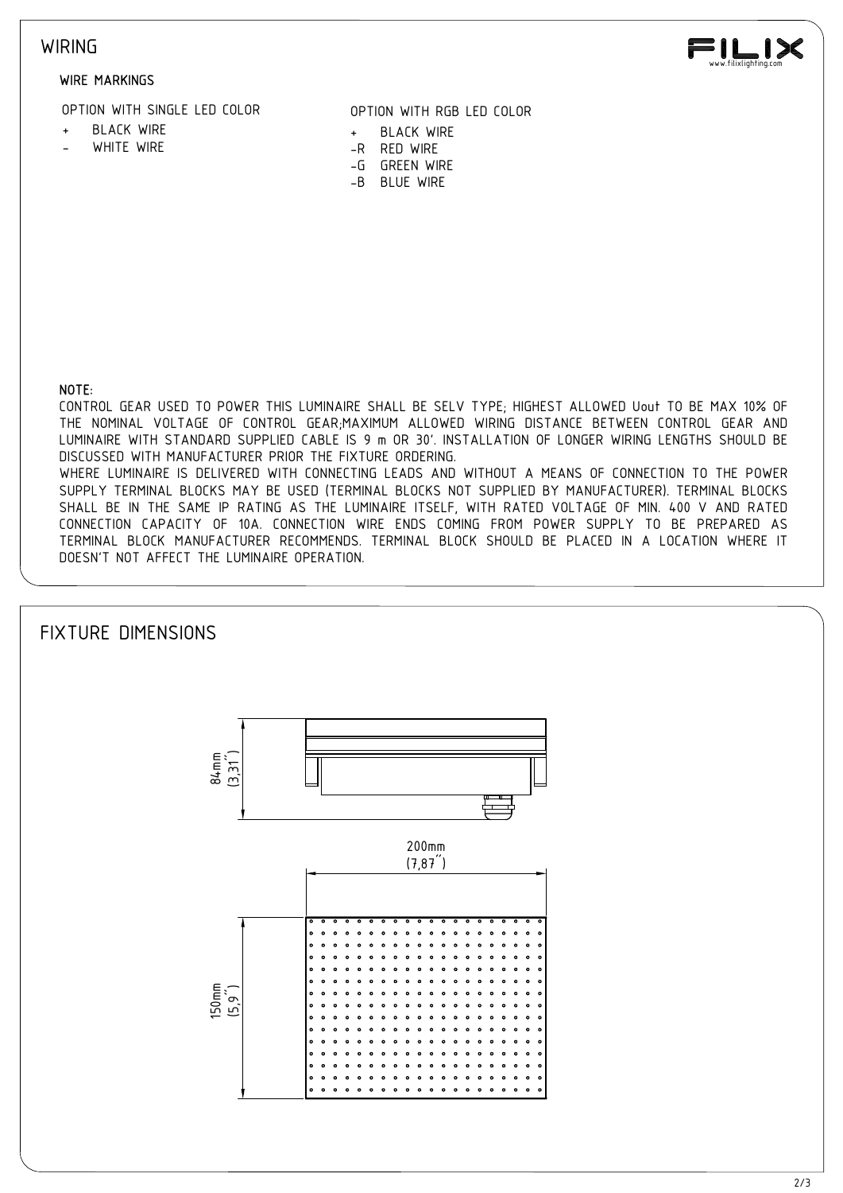# WIRING

## WIRE MARKINGS

OPTION WITH SINGLE LED COLOR

- \+ BLACK WIRE
- \- WHITE WIRE

OPTION WITH RGB LED COLOR

- \+ BLACK WIRE
- -R RED WIRE
- -G GREEN WIRE
- -B BLUE WIRE

**NOTE:**

CONTROL GEAR USED TO POWER THIS LUMINAIRE SHALL BE SELV TYPE; HIGHEST ALLOWED Uout TO BE MAX 10% OF THE NOMINAL VOLTAGE OF CONTROL GEAR;MAXIMUM ALLOWED WIRING DISTANCE BETWEEN CONTROL GEAR AND LUMINAIRE WITH STANDARD SUPPLIED CABLE IS 9 m OR 30'. INSTALLATION OF LONGER WIRING LENGTHS SHOULD BE DISCUSSED WITH MANUFACTURER PRIOR THE FIXTURE ORDERING.

WHERE LUMINAIRE IS DELIVERED WITH CONNECTING LEADS AND WITHOUT A MEANS OF CONNECTION TO THE POWER SUPPLY TERMINAL BLOCKS MAY BE USED (TERMINAL BLOCKS NOT SUPPLIED BY MANUFACTURER). TERMINAL BLOCKS SHALL BE IN THE SAME IP RATING AS THE LUMINAIRE ITSELF, WITH RATED VOLTAGE OF MIN. 400 V AND RATED CONNECTION CAPACITY OF 10A. CONNECTION WIRE ENDS COMING FROM POWER SUPPLY TO BE PREPARED AS TERMINAL BLOCK MANUFACTURER RECOMMENDS. TERMINAL BLOCK SHOULD BE PLACED IN A LOCATION WHERE IT DOESN'T NOT AFFECT THE LUMINAIRE OPERATION.

# FIXTURE DIMENSIONS

84mm (3,31")

200mm (7,87")

150mm (5,9")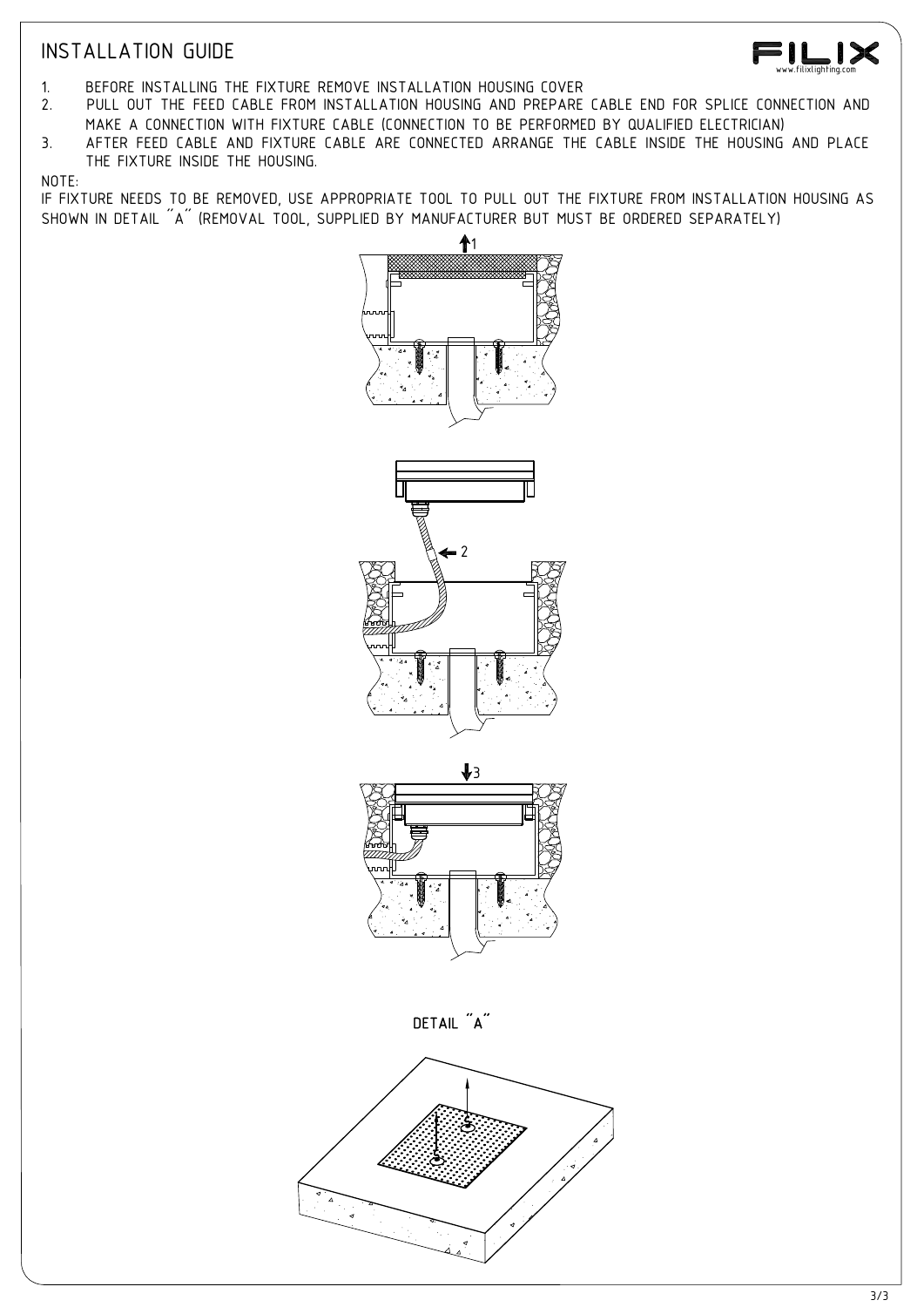# INSTALLATION GUIDE

FILIX
www.filixlighting.com

1. BEFORE INSTALLING THE FIXTURE REMOVE INSTALLATION HOUSING COVER
2. PULL OUT THE FEED CABLE FROM INSTALLATION HOUSING AND PREPARE CABLE END FOR SPLICE CONNECTION AND MAKE A CONNECTION WITH FIXTURE CABLE (CONNECTION TO BE PERFORMED BY QUALIFIED ELECTRICIAN)
3. AFTER FEED CABLE AND FIXTURE CABLE ARE CONNECTED ARRANGE THE CABLE INSIDE THE HOUSING AND PLACE THE FIXTURE INSIDE THE HOUSING.

NOTE:

IF FIXTURE NEEDS TO BE REMOVED, USE APPROPRIATE TOOL TO PULL OUT THE FIXTURE FROM INSTALLATION HOUSING AS SHOWN IN DETAIL "A" (REMOVAL TOOL, SUPPLIED BY MANUFACTURER BUT MUST BE ORDERED SEPARATELY)

1

2

3

DETAIL "A"